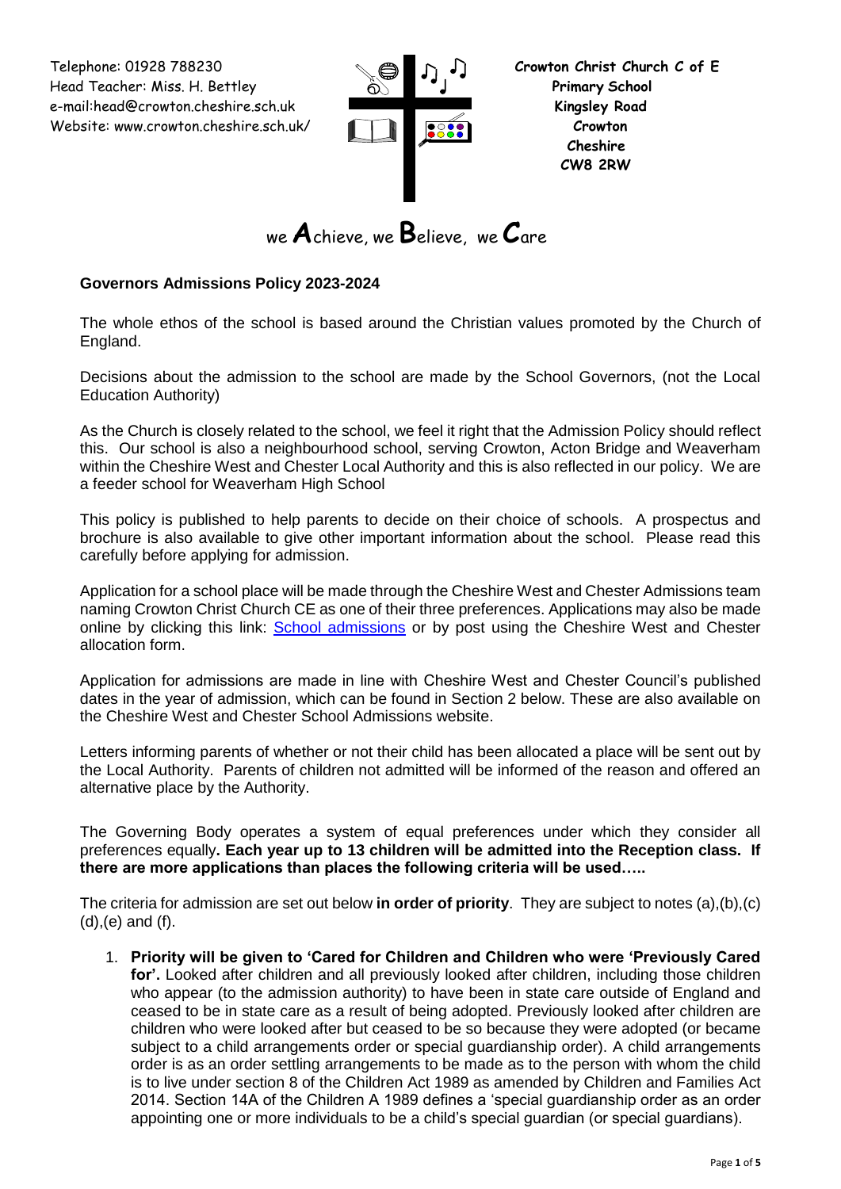Telephone: 01928 788230
Head Teacher: Miss. H. Bettley
e-mail:head@crowton.cheshire.sch.uk
Website: www.crowton.cheshire.sch.uk/

**Crowton Christ Church C of E Primary School**
**Kingsley Road**
**Crowton**
**Cheshire**
**CW8 2RW**

we **A**chieve, we **B**elieve, we **C**are

## Governors Admissions Policy 2023-2024

The whole ethos of the school is based around the Christian values promoted by the Church of England.

Decisions about the admission to the school are made by the School Governors, (not the Local Education Authority)

As the Church is closely related to the school, we feel it right that the Admission Policy should reflect this. Our school is also a neighbourhood school, serving Crowton, Acton Bridge and Weaverham within the Cheshire West and Chester Local Authority and this is also reflected in our policy. We are a feeder school for Weaverham High School

This policy is published to help parents to decide on their choice of schools. A prospectus and brochure is also available to give other important information about the school. Please read this carefully before applying for admission.

Application for a school place will be made through the Cheshire West and Chester Admissions team naming Crowton Christ Church CE as one of their three preferences. Applications may also be made online by clicking this link: School admissions or by post using the Cheshire West and Chester allocation form.

Application for admissions are made in line with Cheshire West and Chester Council's published dates in the year of admission, which can be found in Section 2 below. These are also available on the Cheshire West and Chester School Admissions website.

Letters informing parents of whether or not their child has been allocated a place will be sent out by the Local Authority. Parents of children not admitted will be informed of the reason and offered an alternative place by the Authority.

The Governing Body operates a system of equal preferences under which they consider all preferences equally**. Each year up to 13 children will be admitted into the Reception class. If there are more applications than places the following criteria will be used…..**

The criteria for admission are set out below **in order of priority**. They are subject to notes (a),(b),(c) (d),(e) and (f).

1. **Priority will be given to 'Cared for Children and Children who were 'Previously Cared for'.** Looked after children and all previously looked after children, including those children who appear (to the admission authority) to have been in state care outside of England and ceased to be in state care as a result of being adopted. Previously looked after children are children who were looked after but ceased to be so because they were adopted (or became subject to a child arrangements order or special guardianship order). A child arrangements order is as an order settling arrangements to be made as to the person with whom the child is to live under section 8 of the Children Act 1989 as amended by Children and Families Act 2014. Section 14A of the Children A 1989 defines a 'special guardianship order as an order appointing one or more individuals to be a child's special guardian (or special guardians).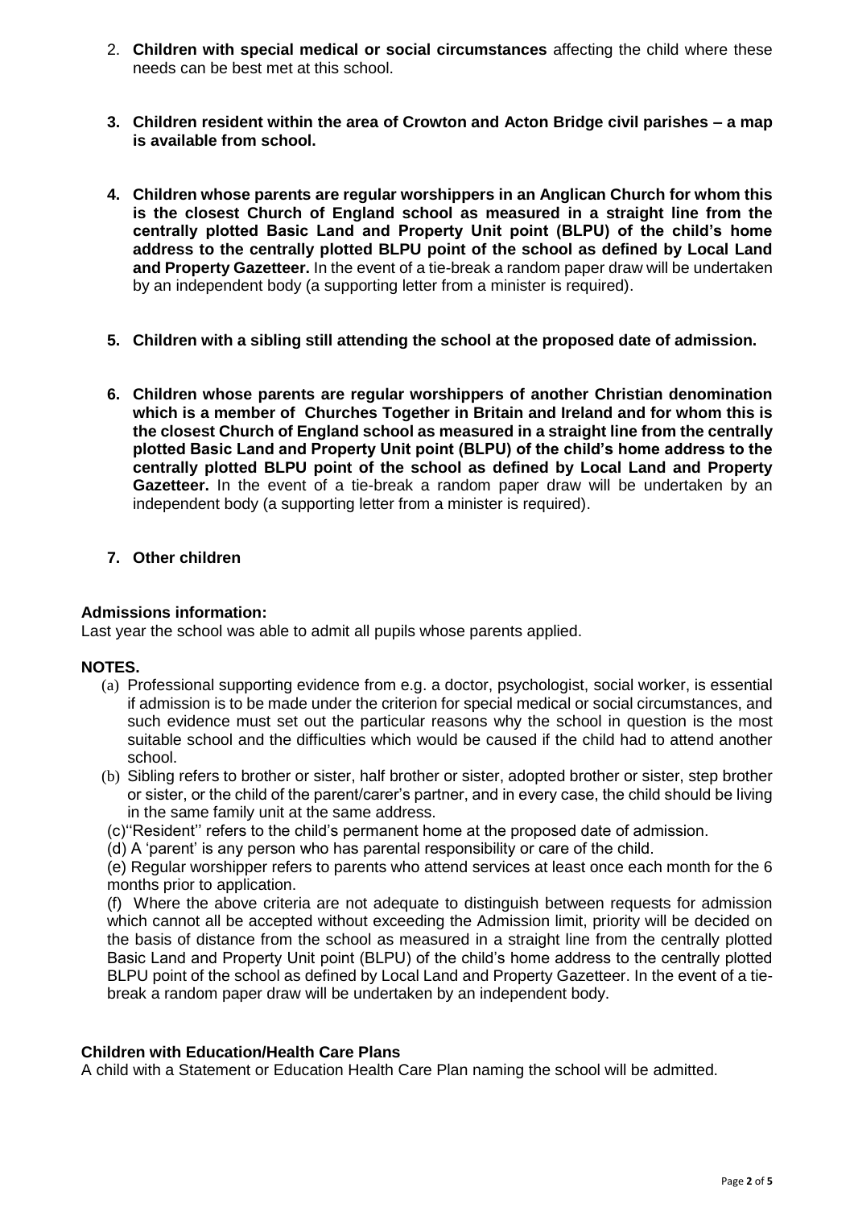2. **Children with special medical or social circumstances** affecting the child where these needs can be best met at this school.

3. **Children resident within the area of Crowton and Acton Bridge civil parishes – a map is available from school.**

4. **Children whose parents are regular worshippers in an Anglican Church for whom this is the closest Church of England school as measured in a straight line from the centrally plotted Basic Land and Property Unit point (BLPU) of the child's home address to the centrally plotted BLPU point of the school as defined by Local Land and Property Gazetteer.** In the event of a tie-break a random paper draw will be undertaken by an independent body (a supporting letter from a minister is required).

5. **Children with a sibling still attending the school at the proposed date of admission.**

6. **Children whose parents are regular worshippers of another Christian denomination which is a member of Churches Together in Britain and Ireland and for whom this is the closest Church of England school as measured in a straight line from the centrally plotted Basic Land and Property Unit point (BLPU) of the child's home address to the centrally plotted BLPU point of the school as defined by Local Land and Property Gazetteer.** In the event of a tie-break a random paper draw will be undertaken by an independent body (a supporting letter from a minister is required).

7. **Other children**

**Admissions information:**
Last year the school was able to admit all pupils whose parents applied.

**NOTES.**

(a) Professional supporting evidence from e.g. a doctor, psychologist, social worker, is essential if admission is to be made under the criterion for special medical or social circumstances, and such evidence must set out the particular reasons why the school in question is the most suitable school and the difficulties which would be caused if the child had to attend another school.

(b) Sibling refers to brother or sister, half brother or sister, adopted brother or sister, step brother or sister, or the child of the parent/carer's partner, and in every case, the child should be living in the same family unit at the same address.

(c)''Resident'' refers to the child's permanent home at the proposed date of admission.

(d) A 'parent' is any person who has parental responsibility or care of the child.

(e) Regular worshipper refers to parents who attend services at least once each month for the 6 months prior to application.

(f) Where the above criteria are not adequate to distinguish between requests for admission which cannot all be accepted without exceeding the Admission limit, priority will be decided on the basis of distance from the school as measured in a straight line from the centrally plotted Basic Land and Property Unit point (BLPU) of the child's home address to the centrally plotted BLPU point of the school as defined by Local Land and Property Gazetteer. In the event of a tie-break a random paper draw will be undertaken by an independent body.

**Children with Education/Health Care Plans**
A child with a Statement or Education Health Care Plan naming the school will be admitted.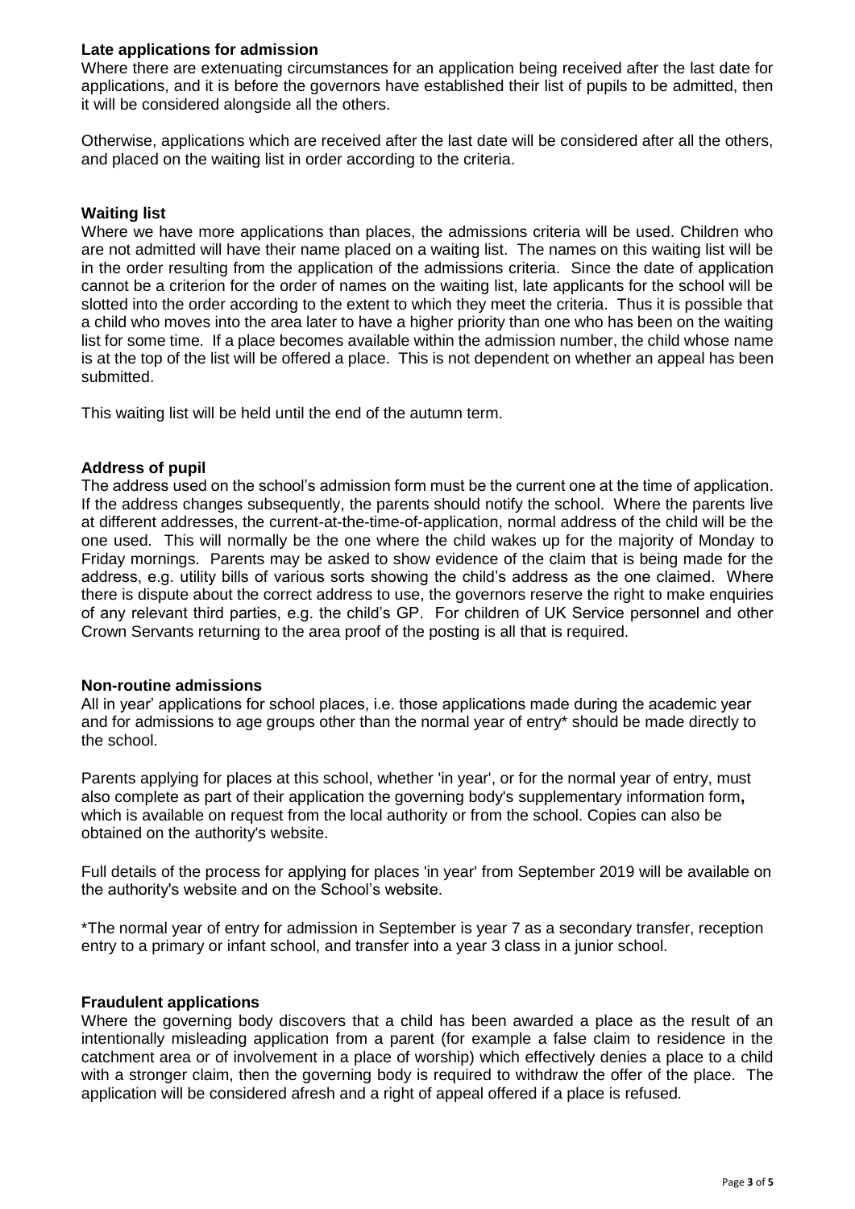**Late applications for admission**

Where there are extenuating circumstances for an application being received after the last date for applications, and it is before the governors have established their list of pupils to be admitted, then it will be considered alongside all the others.

Otherwise, applications which are received after the last date will be considered after all the others, and placed on the waiting list in order according to the criteria.

**Waiting list**

Where we have more applications than places, the admissions criteria will be used. Children who are not admitted will have their name placed on a waiting list. The names on this waiting list will be in the order resulting from the application of the admissions criteria. Since the date of application cannot be a criterion for the order of names on the waiting list, late applicants for the school will be slotted into the order according to the extent to which they meet the criteria. Thus it is possible that a child who moves into the area later to have a higher priority than one who has been on the waiting list for some time. If a place becomes available within the admission number, the child whose name is at the top of the list will be offered a place. This is not dependent on whether an appeal has been submitted.

This waiting list will be held until the end of the autumn term.

**Address of pupil**

The address used on the school's admission form must be the current one at the time of application. If the address changes subsequently, the parents should notify the school. Where the parents live at different addresses, the current-at-the-time-of-application, normal address of the child will be the one used. This will normally be the one where the child wakes up for the majority of Monday to Friday mornings. Parents may be asked to show evidence of the claim that is being made for the address, e.g. utility bills of various sorts showing the child's address as the one claimed. Where there is dispute about the correct address to use, the governors reserve the right to make enquiries of any relevant third parties, e.g. the child's GP. For children of UK Service personnel and other Crown Servants returning to the area proof of the posting is all that is required.

**Non-routine admissions**

All in year' applications for school places, i.e. those applications made during the academic year and for admissions to age groups other than the normal year of entry* should be made directly to the school.

Parents applying for places at this school, whether 'in year', or for the normal year of entry, must also complete as part of their application the governing body's supplementary information form**,** which is available on request from the local authority or from the school. Copies can also be obtained on the authority's website.

Full details of the process for applying for places 'in year' from September 2019 will be available on the authority's website and on the School's website.

*The normal year of entry for admission in September is year 7 as a secondary transfer, reception entry to a primary or infant school, and transfer into a year 3 class in a junior school.

**Fraudulent applications**

Where the governing body discovers that a child has been awarded a place as the result of an intentionally misleading application from a parent (for example a false claim to residence in the catchment area or of involvement in a place of worship) which effectively denies a place to a child with a stronger claim, then the governing body is required to withdraw the offer of the place. The application will be considered afresh and a right of appeal offered if a place is refused.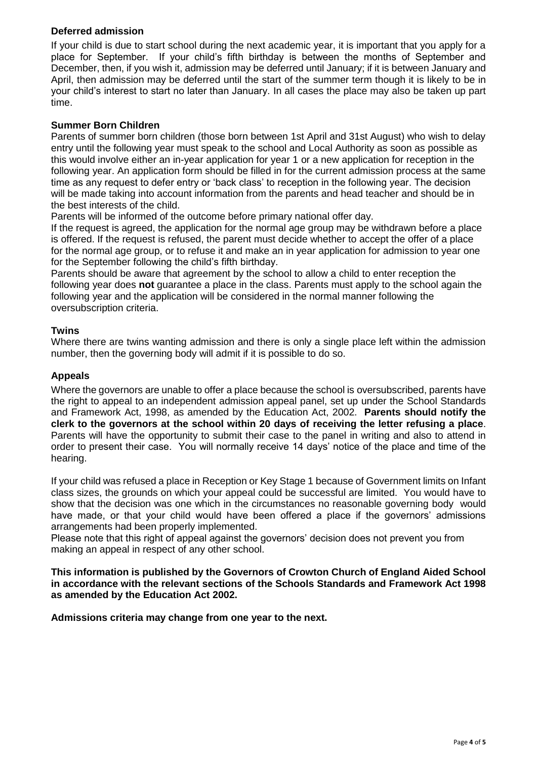### Deferred admission

If your child is due to start school during the next academic year, it is important that you apply for a place for September. If your child's fifth birthday is between the months of September and December, then, if you wish it, admission may be deferred until January; if it is between January and April, then admission may be deferred until the start of the summer term though it is likely to be in your child's interest to start no later than January. In all cases the place may also be taken up part time.

### Summer Born Children

Parents of summer born children (those born between 1st April and 31st August) who wish to delay entry until the following year must speak to the school and Local Authority as soon as possible as this would involve either an in-year application for year 1 or a new application for reception in the following year. An application form should be filled in for the current admission process at the same time as any request to defer entry or 'back class' to reception in the following year. The decision will be made taking into account information from the parents and head teacher and should be in the best interests of the child.

Parents will be informed of the outcome before primary national offer day.

If the request is agreed, the application for the normal age group may be withdrawn before a place is offered. If the request is refused, the parent must decide whether to accept the offer of a place for the normal age group, or to refuse it and make an in year application for admission to year one for the September following the child's fifth birthday.

Parents should be aware that agreement by the school to allow a child to enter reception the following year does **not** guarantee a place in the class. Parents must apply to the school again the following year and the application will be considered in the normal manner following the oversubscription criteria.

### Twins

Where there are twins wanting admission and there is only a single place left within the admission number, then the governing body will admit if it is possible to do so.

### Appeals

Where the governors are unable to offer a place because the school is oversubscribed, parents have the right to appeal to an independent admission appeal panel, set up under the School Standards and Framework Act, 1998, as amended by the Education Act, 2002. **Parents should notify the clerk to the governors at the school within 20 days of receiving the letter refusing a place**. Parents will have the opportunity to submit their case to the panel in writing and also to attend in order to present their case. You will normally receive 14 days' notice of the place and time of the hearing.

If your child was refused a place in Reception or Key Stage 1 because of Government limits on Infant class sizes, the grounds on which your appeal could be successful are limited. You would have to show that the decision was one which in the circumstances no reasonable governing body would have made, or that your child would have been offered a place if the governors' admissions arrangements had been properly implemented.

Please note that this right of appeal against the governors' decision does not prevent you from making an appeal in respect of any other school.

**This information is published by the Governors of Crowton Church of England Aided School in accordance with the relevant sections of the Schools Standards and Framework Act 1998 as amended by the Education Act 2002.**

**Admissions criteria may change from one year to the next.**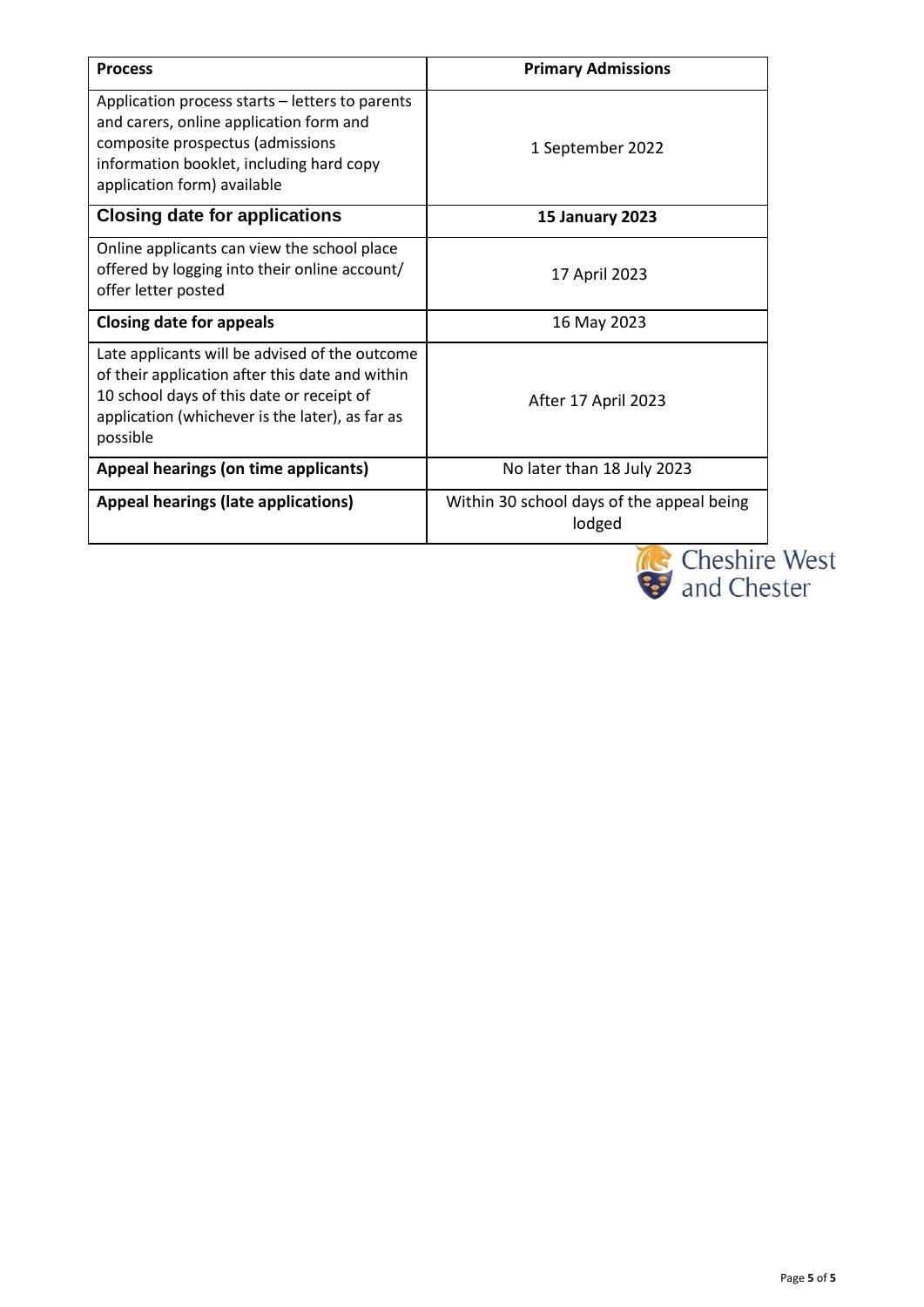| **Process** | **Primary Admissions** |
| --- | --- |
| Application process starts – letters to parents and carers, online application form and composite prospectus (admissions information booklet, including hard copy application form) available | 1 September 2022 |
| **Closing date for applications** | **15 January 2023** |
| Online applicants can view the school place offered by logging into their online account/ offer letter posted | 17 April 2023 |
| **Closing date for appeals** | 16 May 2023 |
| Late applicants will be advised of the outcome of their application after this date and within 10 school days of this date or receipt of application (whichever is the later), as far as possible | After 17 April 2023 |
| **Appeal hearings (on time applicants)** | No later than 18 July 2023 |
| **Appeal hearings (late applications)** | Within 30 school days of the appeal being lodged |

Cheshire West and Chester